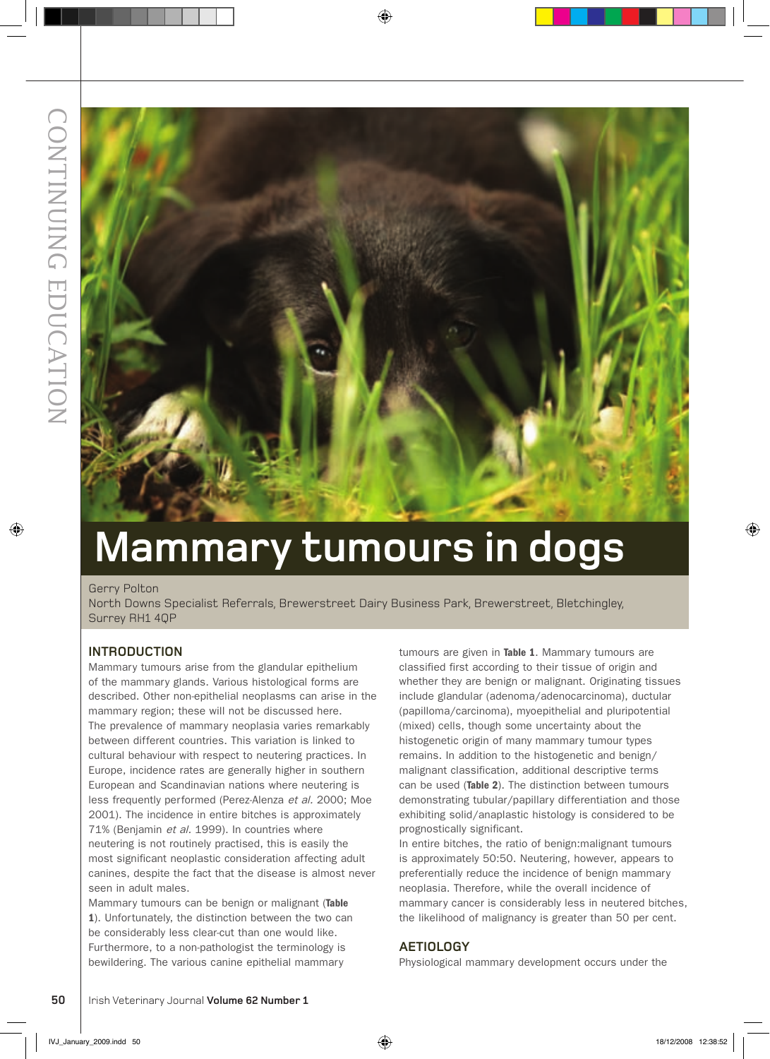# Mammary tumours in dogs

Gerry Polton

North Downs Specialist Referrals, Brewerstreet Dairy Business Park, Brewerstreet, Bletchingley, Surrey RH1 4QP

## INTRODUCTION

Mammary tumours arise from the glandular epithelium of the mammary glands. Various histological forms are described. Other non-epithelial neoplasms can arise in the mammary region; these will not be discussed here.

The prevalence of mammary neoplasia varies remarkably between different countries. This variation is linked to cultural behaviour with respect to neutering practices. In Europe, incidence rates are generally higher in southern European and Scandinavian nations where neutering is less frequently performed (Perez-Alenza *et al.* 2000; Moe 2001). The incidence in entire bitches is approximately 71% (Benjamin *et al.* 1999). In countries where neutering is not routinely practised, this is easily the most significant neoplastic consideration affecting adult canines, despite the fact that the disease is almost never seen in adult males.

Mammary tumours can be benign or malignant (**Table 1**). Unfortunately, the distinction between the two can be considerably less clear-cut than one would like. Furthermore, to a non-pathologist the terminology is bewildering. The various canine epithelial mammary tumours are given in **Table 1**. Mammary tumours are classified first according to their tissue of origin and whether they are benign or malignant. Originating tissues include glandular (adenoma/adenocarcinoma), ductular (papilloma/carcinoma), myoepithelial and pluripotential (mixed) cells, though some uncertainty about the histogenetic origin of many mammary tumour types remains. In addition to the histogenetic and benign/malignant classification, additional descriptive terms can be used (**Table 2**). The distinction between tumours demonstrating tubular/papillary differentiation and those exhibiting solid/anaplastic histology is considered to be prognostically significant.

In entire bitches, the ratio of benign:malignant tumours is approximately 50:50. Neutering, however, appears to preferentially reduce the incidence of benign mammary neoplasia. Therefore, while the overall incidence of mammary cancer is considerably less in neutered bitches, the likelihood of malignancy is greater than 50 per cent.

## AETIOLOGY

Physiological mammary development occurs under the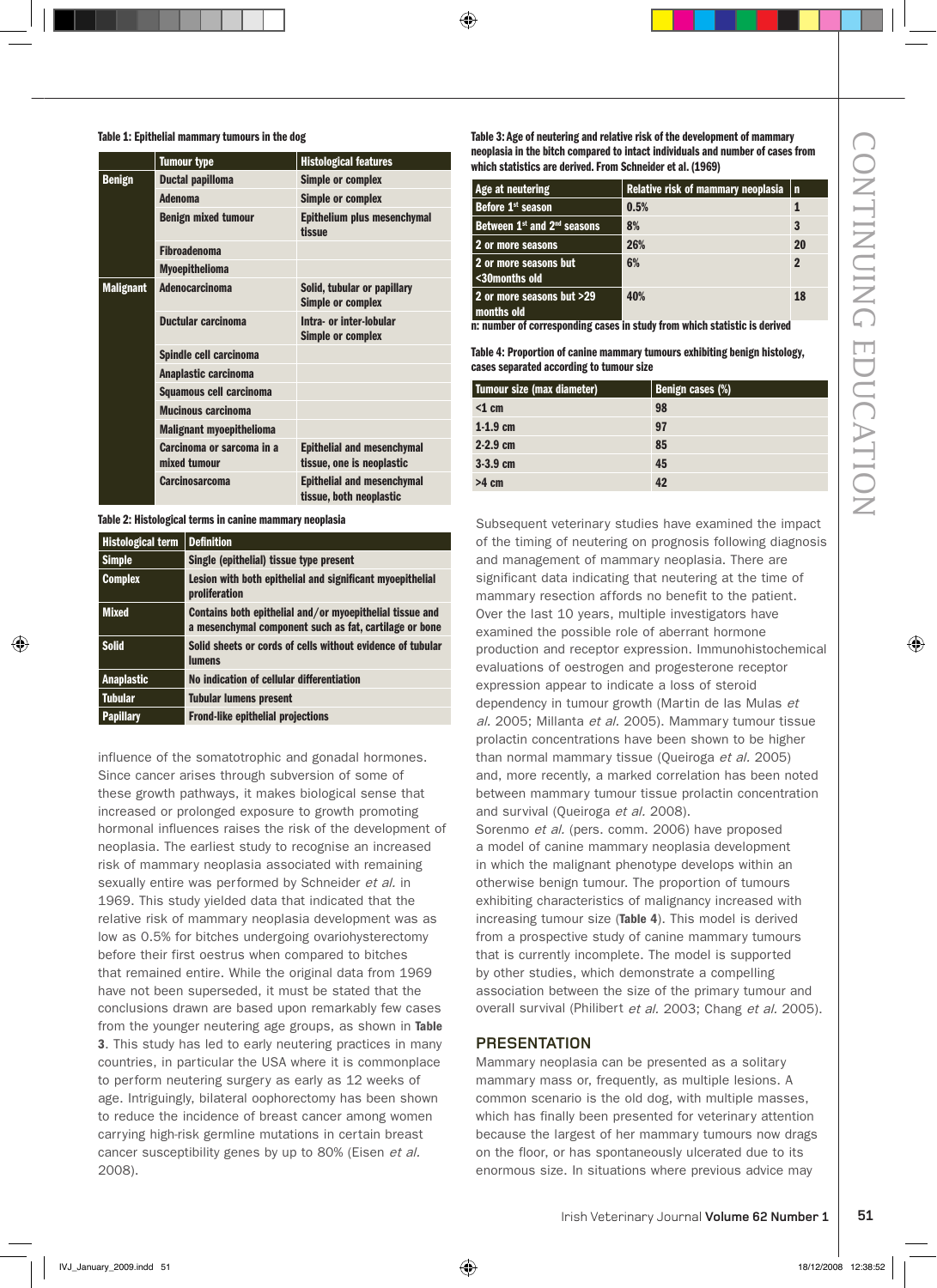**Table 1: Epithelial mammary tumours in the dog**

| | Tumour type | Histological features |
|---|---|---|
| Benign | Ductal papilloma | Simple or complex |
| | Adenoma | Simple or complex |
| | Benign mixed tumour | Epithelium plus mesenchymal tissue |
| | Fibroadenoma | |
| | Myoepithelioma | |
| Malignant | Adenocarcinoma | Solid, tubular or papillary Simple or complex |
| | Ductular carcinoma | Intra- or inter-lobular Simple or complex |
| | Spindle cell carcinoma | |
| | Anaplastic carcinoma | |
| | Squamous cell carcinoma | |
| | Mucinous carcinoma | |
| | Malignant myoepithelioma | |
| | Carcinoma or sarcoma in a mixed tumour | Epithelial and mesenchymal tissue, one is neoplastic |
| | Carcinosarcoma | Epithelial and mesenchymal tissue, both neoplastic |

**Table 2: Histological terms in canine mammary neoplasia**

| Histological term | Definition |
|---|---|
| Simple | Single (epithelial) tissue type present |
| Complex | Lesion with both epithelial and significant myoepithelial proliferation |
| Mixed | Contains both epithelial and/or myoepithelial tissue and a mesenchymal component such as fat, cartilage or bone |
| Solid | Solid sheets or cords of cells without evidence of tubular lumens |
| Anaplastic | No indication of cellular differentiation |
| Tubular | Tubular lumens present |
| Papillary | Frond-like epithelial projections |

influence of the somatotrophic and gonadal hormones. Since cancer arises through subversion of some of these growth pathways, it makes biological sense that increased or prolonged exposure to growth promoting hormonal influences raises the risk of the development of neoplasia. The earliest study to recognise an increased risk of mammary neoplasia associated with remaining sexually entire was performed by Schneider *et al.* in 1969. This study yielded data that indicated that the relative risk of mammary neoplasia development was as low as 0.5% for bitches undergoing ovariohysterectomy before their first oestrus when compared to bitches that remained entire. While the original data from 1969 have not been superseded, it must be stated that the conclusions drawn are based upon remarkably few cases from the younger neutering age groups, as shown in **Table 3**. This study has led to early neutering practices in many countries, in particular the USA where it is commonplace to perform neutering surgery as early as 12 weeks of age. Intriguingly, bilateral oophorectomy has been shown to reduce the incidence of breast cancer among women carrying high-risk germline mutations in certain breast cancer susceptibility genes by up to 80% (Eisen *et al.* 2008).

**Table 3: Age of neutering and relative risk of the development of mammary neoplasia in the bitch compared to intact individuals and number of cases from which statistics are derived. From Schneider et al. (1969)**

| Age at neutering | Relative risk of mammary neoplasia | n |
|---|---|---|
| Before 1st season | 0.5% | 1 |
| Between 1st and 2nd seasons | 8% | 3 |
| 2 or more seasons | 26% | 20 |
| 2 or more seasons but <30months old | 6% | 2 |
| 2 or more seasons but >29 months old | 40% | 18 |

n: number of corresponding cases in study from which statistic is derived

**Table 4: Proportion of canine mammary tumours exhibiting benign histology, cases separated according to tumour size**

| Tumour size (max diameter) | Benign cases (%) |
|---|---|
| <1 cm | 98 |
| 1-1.9 cm | 97 |
| 2-2.9 cm | 85 |
| 3-3.9 cm | 45 |
| >4 cm | 42 |

Subsequent veterinary studies have examined the impact of the timing of neutering on prognosis following diagnosis and management of mammary neoplasia. There are significant data indicating that neutering at the time of mammary resection affords no benefit to the patient. Over the last 10 years, multiple investigators have examined the possible role of aberrant hormone production and receptor expression. Immunohistochemical evaluations of oestrogen and progesterone receptor expression appear to indicate a loss of steroid dependency in tumour growth (Martin de las Mulas *et al.* 2005; Millanta *et al.* 2005). Mammary tumour tissue prolactin concentrations have been shown to be higher than normal mammary tissue (Queiroga *et al.* 2005) and, more recently, a marked correlation has been noted between mammary tumour tissue prolactin concentration and survival (Queiroga *et al.* 2008).

Sorenmo *et al.* (pers. comm. 2006) have proposed a model of canine mammary neoplasia development in which the malignant phenotype develops within an otherwise benign tumour. The proportion of tumours exhibiting characteristics of malignancy increased with increasing tumour size (**Table 4**). This model is derived from a prospective study of canine mammary tumours that is currently incomplete. The model is supported by other studies, which demonstrate a compelling association between the size of the primary tumour and overall survival (Philibert *et al.* 2003; Chang *et al.* 2005).

## PRESENTATION

Mammary neoplasia can be presented as a solitary mammary mass or, frequently, as multiple lesions. A common scenario is the old dog, with multiple masses, which has finally been presented for veterinary attention because the largest of her mammary tumours now drags on the floor, or has spontaneously ulcerated due to its enormous size. In situations where previous advice may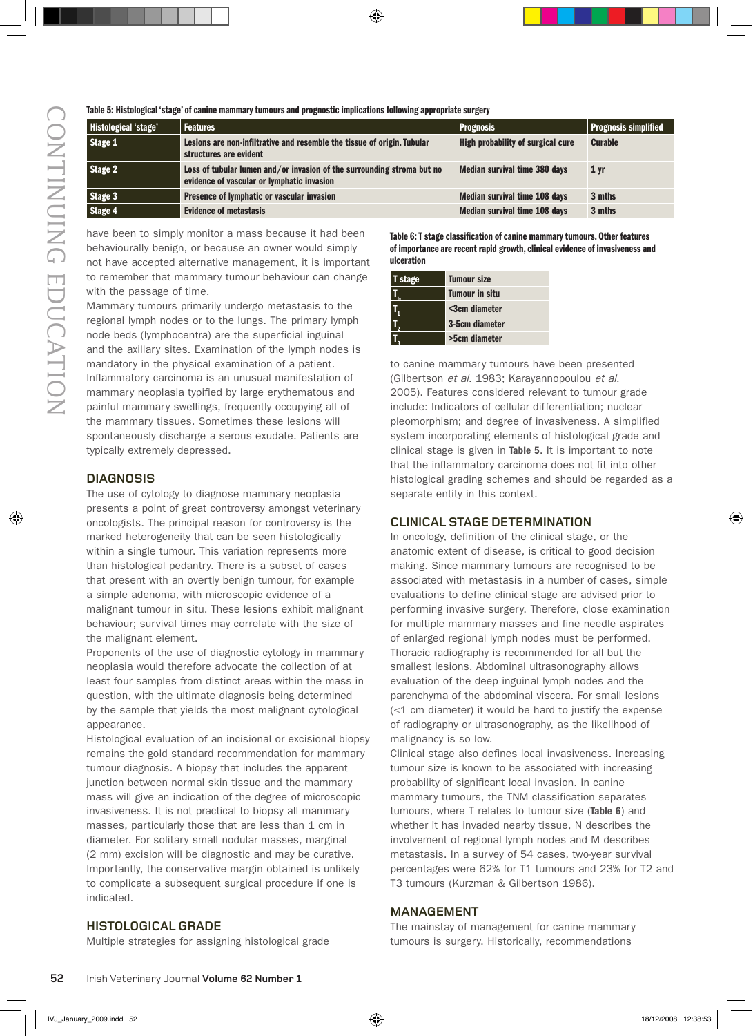**Table 5: Histological 'stage' of canine mammary tumours and prognostic implications following appropriate surgery**

| Histological 'stage' | Features | Prognosis | Prognosis simplified |
|---|---|---|---|
| Stage 1 | Lesions are non-infiltrative and resemble the tissue of origin. Tubular structures are evident | High probability of surgical cure | Curable |
| Stage 2 | Loss of tubular lumen and/or invasion of the surrounding stroma but no evidence of vascular or lymphatic invasion | Median survival time 380 days | 1 yr |
| Stage 3 | Presence of lymphatic or vascular invasion | Median survival time 108 days | 3 mths |
| Stage 4 | Evidence of metastasis | Median survival time 108 days | 3 mths |

have been to simply monitor a mass because it had been behaviourally benign, or because an owner would simply not have accepted alternative management, it is important to remember that mammary tumour behaviour can change with the passage of time.

Mammary tumours primarily undergo metastasis to the regional lymph nodes or to the lungs. The primary lymph node beds (lymphocentra) are the superficial inguinal and the axillary sites. Examination of the lymph nodes is mandatory in the physical examination of a patient.

Inflammatory carcinoma is an unusual manifestation of mammary neoplasia typified by large erythematous and painful mammary swellings, frequently occupying all of the mammary tissues. Sometimes these lesions will spontaneously discharge a serous exudate. Patients are typically extremely depressed.

## DIAGNOSIS

The use of cytology to diagnose mammary neoplasia presents a point of great controversy amongst veterinary oncologists. The principal reason for controversy is the marked heterogeneity that can be seen histologically within a single tumour. This variation represents more than histological pedantry. There is a subset of cases that present with an overtly benign tumour, for example a simple adenoma, with microscopic evidence of a malignant tumour in situ. These lesions exhibit malignant behaviour; survival times may correlate with the size of the malignant element.

Proponents of the use of diagnostic cytology in mammary neoplasia would therefore advocate the collection of at least four samples from distinct areas within the mass in question, with the ultimate diagnosis being determined by the sample that yields the most malignant cytological appearance.

Histological evaluation of an incisional or excisional biopsy remains the gold standard recommendation for mammary tumour diagnosis. A biopsy that includes the apparent junction between normal skin tissue and the mammary mass will give an indication of the degree of microscopic invasiveness. It is not practical to biopsy all mammary masses, particularly those that are less than 1 cm in diameter. For solitary small nodular masses, marginal (2 mm) excision will be diagnostic and may be curative. Importantly, the conservative margin obtained is unlikely to complicate a subsequent surgical procedure if one is indicated.

## HISTOLOGICAL GRADE

Multiple strategies for assigning histological grade

**Table 6: T stage classification of canine mammary tumours. Other features of importance are recent rapid growth, clinical evidence of invasiveness and ulceration**

| T stage | Tumour size |
|---|---|
| $T_{is}$ | Tumour in situ |
| $T_1$ | <3cm diameter |
| $T_2$ | 3-5cm diameter |
| $T_3$ | >5cm diameter |

to canine mammary tumours have been presented (Gilbertson *et al.* 1983; Karayannopoulou *et al.* 2005). Features considered relevant to tumour grade include: Indicators of cellular differentiation; nuclear pleomorphism; and degree of invasiveness. A simplified system incorporating elements of histological grade and clinical stage is given in **Table 5**. It is important to note that the inflammatory carcinoma does not fit into other histological grading schemes and should be regarded as a separate entity in this context.

## CLINICAL STAGE DETERMINATION

In oncology, definition of the clinical stage, or the anatomic extent of disease, is critical to good decision making. Since mammary tumours are recognised to be associated with metastasis in a number of cases, simple evaluations to define clinical stage are advised prior to performing invasive surgery. Therefore, close examination for multiple mammary masses and fine needle aspirates of enlarged regional lymph nodes must be performed. Thoracic radiography is recommended for all but the smallest lesions. Abdominal ultrasonography allows evaluation of the deep inguinal lymph nodes and the parenchyma of the abdominal viscera. For small lesions (<1 cm diameter) it would be hard to justify the expense of radiography or ultrasonography, as the likelihood of malignancy is so low.

Clinical stage also defines local invasiveness. Increasing tumour size is known to be associated with increasing probability of significant local invasion. In canine mammary tumours, the TNM classification separates tumours, where T relates to tumour size (**Table 6**) and whether it has invaded nearby tissue, N describes the involvement of regional lymph nodes and M describes metastasis. In a survey of 54 cases, two-year survival percentages were 62% for T1 tumours and 23% for T2 and T3 tumours (Kurzman & Gilbertson 1986).

## MANAGEMENT

The mainstay of management for canine mammary tumours is surgery. Historically, recommendations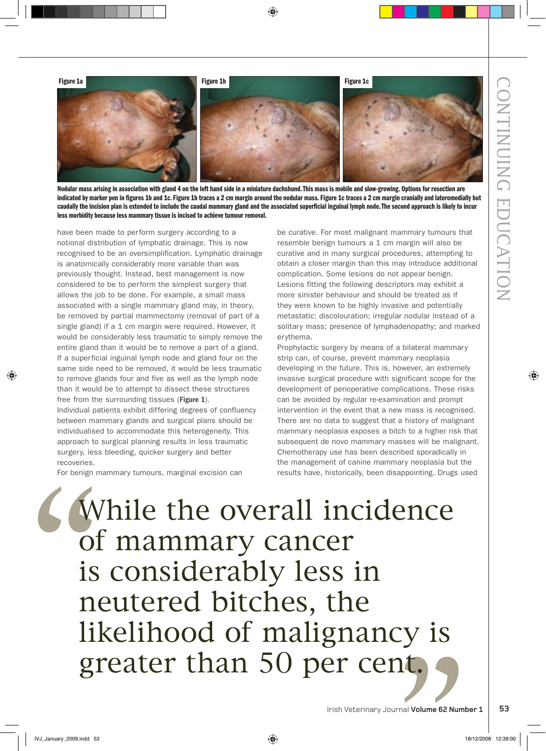Figure 1a Figure 1b Figure 1c

**Nodular mass arising in association with gland 4 on the left hand side in a miniature dachshund. This mass is mobile and slow-growing. Options for resection are indicated by marker pen in figures 1b and 1c. Figure 1b traces a 2 cm margin around the nodular mass. Figure 1c traces a 2 cm margin cranially and lateromedially but caudally the incision plan is extended to include the caudal mammary gland and the associated superficial inguinal lymph node. The second approach is likely to incur less morbidity because less mammary tissue is incised to achieve tumour removal.**

have been made to perform surgery according to a notional distribution of lymphatic drainage. This is now recognised to be an oversimplification. Lymphatic drainage is anatomically considerably more variable than was previously thought. Instead, best management is now considered to be to perform the simplest surgery that allows the job to be done. For example, a small mass associated with a single mammary gland may, in theory, be removed by partial mammectomy (removal of part of a single gland) if a 1 cm margin were required. However, it would be considerably less traumatic to simply remove the entire gland than it would be to remove a part of a gland. If a superficial inguinal lymph node and gland four on the same side need to be removed, it would be less traumatic to remove glands four and five as well as the lymph node than it would be to attempt to dissect these structures free from the surrounding tissues (**Figure 1**).

Individual patients exhibit differing degrees of confluency between mammary glands and surgical plans should be individualised to accommodate this heterogeneity. This approach to surgical planning results in less traumatic surgery, less bleeding, quicker surgery and better recoveries.

For benign mammary tumours, marginal excision can be curative. For most malignant mammary tumours that resemble benign tumours a 1 cm margin will also be curative and in many surgical procedures, attempting to obtain a closer margin than this may introduce additional complication. Some lesions do not appear benign. Lesions fitting the following descriptors may exhibit a more sinister behaviour and should be treated as if they were known to be highly invasive and potentially metastatic: discolouration; irregular nodular instead of a solitary mass; presence of lymphadenopathy; and marked erythema.

Prophylactic surgery by means of a bilateral mammary strip can, of course, prevent mammary neoplasia developing in the future. This is, however, an extremely invasive surgical procedure with significant scope for the development of perioperative complications. These risks can be avoided by regular re-examination and prompt intervention in the event that a new mass is recognised. There are no data to suggest that a history of malignant mammary neoplasia exposes a bitch to a higher risk that subsequent de novo mammary masses will be malignant. Chemotherapy use has been described sporadically in the management of canine mammary neoplasia but the results have, historically, been disappointing. Drugs used

> "While the overall incidence of mammary cancer is considerably less in neutered bitches, the likelihood of malignancy is greater than 50 per cent."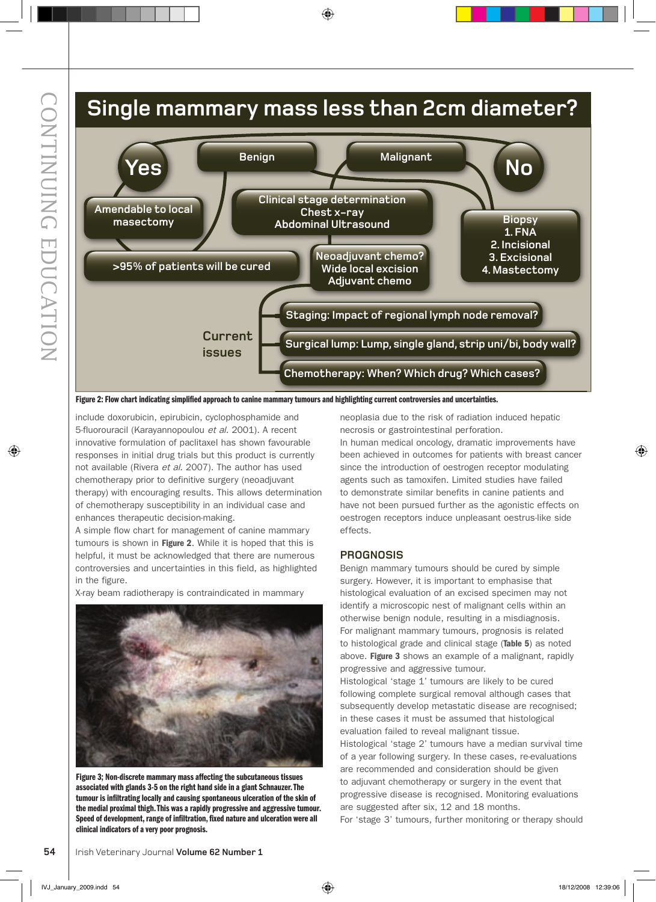Figure 2: Flow chart indicating simplified approach to canine mammary tumours and highlighting current controversies and uncertainties.

include doxorubicin, epirubicin, cyclophosphamide and 5-fluorouracil (Karayannopoulou *et al.* 2001). A recent innovative formulation of paclitaxel has shown favourable responses in initial drug trials but this product is currently not available (Rivera *et al.* 2007). The author has used chemotherapy prior to definitive surgery (neoadjuvant therapy) with encouraging results. This allows determination of chemotherapy susceptibility in an individual case and enhances therapeutic decision-making.

A simple flow chart for management of canine mammary tumours is shown in **Figure 2**. While it is hoped that this is helpful, it must be acknowledged that there are numerous controversies and uncertainties in this field, as highlighted in the figure.

X-ray beam radiotherapy is contraindicated in mammary neoplasia due to the risk of radiation induced hepatic necrosis or gastrointestinal perforation.

In human medical oncology, dramatic improvements have been achieved in outcomes for patients with breast cancer since the introduction of oestrogen receptor modulating agents such as tamoxifen. Limited studies have failed to demonstrate similar benefits in canine patients and have not been pursued further as the agonistic effects on oestrogen receptors induce unpleasant oestrus-like side effects.

Figure 3; Non-discrete mammary mass affecting the subcutaneous tissues associated with glands 3-5 on the right hand side in a giant Schnauzer. The tumour is infiltrating locally and causing spontaneous ulceration of the skin of the medial proximal thigh. This was a rapidly progressive and aggressive tumour. Speed of development, range of infiltration, fixed nature and ulceration were all clinical indicators of a very poor prognosis.

## PROGNOSIS

Benign mammary tumours should be cured by simple surgery. However, it is important to emphasise that histological evaluation of an excised specimen may not identify a microscopic nest of malignant cells within an otherwise benign nodule, resulting in a misdiagnosis.

For malignant mammary tumours, prognosis is related to histological grade and clinical stage (**Table 5**) as noted above. **Figure 3** shows an example of a malignant, rapidly progressive and aggressive tumour.

Histological 'stage 1' tumours are likely to be cured following complete surgical removal although cases that subsequently develop metastatic disease are recognised; in these cases it must be assumed that histological evaluation failed to reveal malignant tissue.

Histological 'stage 2' tumours have a median survival time of a year following surgery. In these cases, re-evaluations are recommended and consideration should be given to adjuvant chemotherapy or surgery in the event that progressive disease is recognised. Monitoring evaluations are suggested after six, 12 and 18 months.

For 'stage 3' tumours, further monitoring or therapy should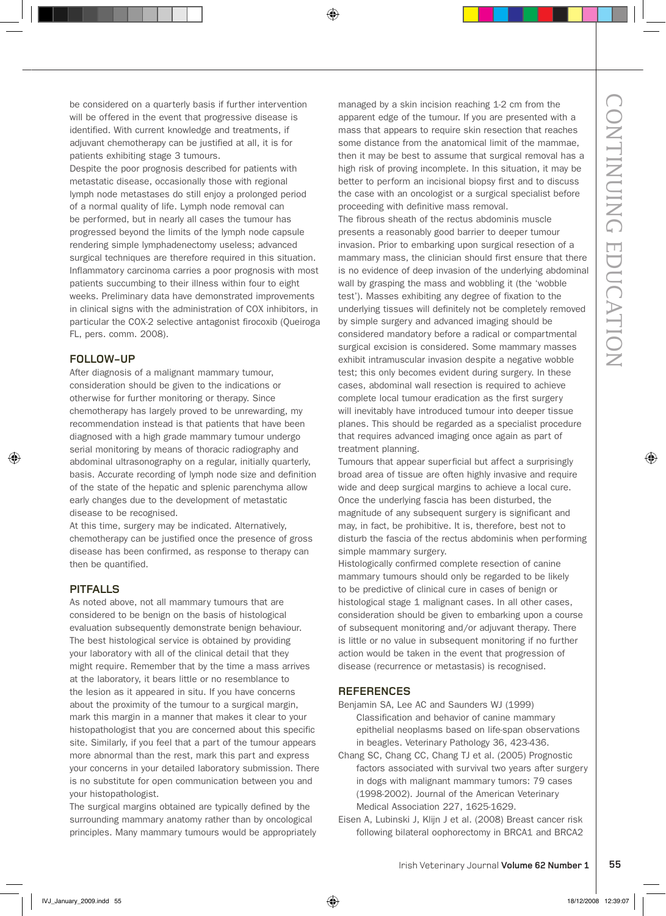be considered on a quarterly basis if further intervention will be offered in the event that progressive disease is identified. With current knowledge and treatments, if adjuvant chemotherapy can be justified at all, it is for patients exhibiting stage 3 tumours.

Despite the poor prognosis described for patients with metastatic disease, occasionally those with regional lymph node metastases do still enjoy a prolonged period of a normal quality of life. Lymph node removal can be performed, but in nearly all cases the tumour has progressed beyond the limits of the lymph node capsule rendering simple lymphadenectomy useless; advanced surgical techniques are therefore required in this situation.

Inflammatory carcinoma carries a poor prognosis with most patients succumbing to their illness within four to eight weeks. Preliminary data have demonstrated improvements in clinical signs with the administration of COX inhibitors, in particular the COX-2 selective antagonist firocoxib (Queiroga FL, pers. comm. 2008).

## FOLLOW-UP

After diagnosis of a malignant mammary tumour, consideration should be given to the indications or otherwise for further monitoring or therapy. Since chemotherapy has largely proved to be unrewarding, my recommendation instead is that patients that have been diagnosed with a high grade mammary tumour undergo serial monitoring by means of thoracic radiography and abdominal ultrasonography on a regular, initially quarterly, basis. Accurate recording of lymph node size and definition of the state of the hepatic and splenic parenchyma allow early changes due to the development of metastatic disease to be recognised.

At this time, surgery may be indicated. Alternatively, chemotherapy can be justified once the presence of gross disease has been confirmed, as response to therapy can then be quantified.

## PITFALLS

As noted above, not all mammary tumours that are considered to be benign on the basis of histological evaluation subsequently demonstrate benign behaviour. The best histological service is obtained by providing your laboratory with all of the clinical detail that they might require. Remember that by the time a mass arrives at the laboratory, it bears little or no resemblance to the lesion as it appeared in situ. If you have concerns about the proximity of the tumour to a surgical margin, mark this margin in a manner that makes it clear to your histopathologist that you are concerned about this specific site. Similarly, if you feel that a part of the tumour appears more abnormal than the rest, mark this part and express your concerns in your detailed laboratory submission. There is no substitute for open communication between you and your histopathologist.

The surgical margins obtained are typically defined by the surrounding mammary anatomy rather than by oncological principles. Many mammary tumours would be appropriately managed by a skin incision reaching 1-2 cm from the apparent edge of the tumour. If you are presented with a mass that appears to require skin resection that reaches some distance from the anatomical limit of the mammae, then it may be best to assume that surgical removal has a high risk of proving incomplete. In this situation, it may be better to perform an incisional biopsy first and to discuss the case with an oncologist or a surgical specialist before proceeding with definitive mass removal.

The fibrous sheath of the rectus abdominis muscle presents a reasonably good barrier to deeper tumour invasion. Prior to embarking upon surgical resection of a mammary mass, the clinician should first ensure that there is no evidence of deep invasion of the underlying abdominal wall by grasping the mass and wobbling it (the 'wobble test'). Masses exhibiting any degree of fixation to the underlying tissues will definitely not be completely removed by simple surgery and advanced imaging should be considered mandatory before a radical or compartmental surgical excision is considered. Some mammary masses exhibit intramuscular invasion despite a negative wobble test; this only becomes evident during surgery. In these cases, abdominal wall resection is required to achieve complete local tumour eradication as the first surgery will inevitably have introduced tumour into deeper tissue planes. This should be regarded as a specialist procedure that requires advanced imaging once again as part of treatment planning.

Tumours that appear superficial but affect a surprisingly broad area of tissue are often highly invasive and require wide and deep surgical margins to achieve a local cure. Once the underlying fascia has been disturbed, the magnitude of any subsequent surgery is significant and may, in fact, be prohibitive. It is, therefore, best not to disturb the fascia of the rectus abdominis when performing simple mammary surgery.

Histologically confirmed complete resection of canine mammary tumours should only be regarded to be likely to be predictive of clinical cure in cases of benign or histological stage 1 malignant cases. In all other cases, consideration should be given to embarking upon a course of subsequent monitoring and/or adjuvant therapy. There is little or no value in subsequent monitoring if no further action would be taken in the event that progression of disease (recurrence or metastasis) is recognised.

## REFERENCES

Benjamin SA, Lee AC and Saunders WJ (1999) Classification and behavior of canine mammary epithelial neoplasms based on life-span observations in beagles. Veterinary Pathology 36, 423-436.

Chang SC, Chang CC, Chang TJ et al. (2005) Prognostic factors associated with survival two years after surgery in dogs with malignant mammary tumors: 79 cases (1998-2002). Journal of the American Veterinary Medical Association 227, 1625-1629.

Eisen A, Lubinski J, Klijn J et al. (2008) Breast cancer risk following bilateral oophorectomy in BRCA1 and BRCA2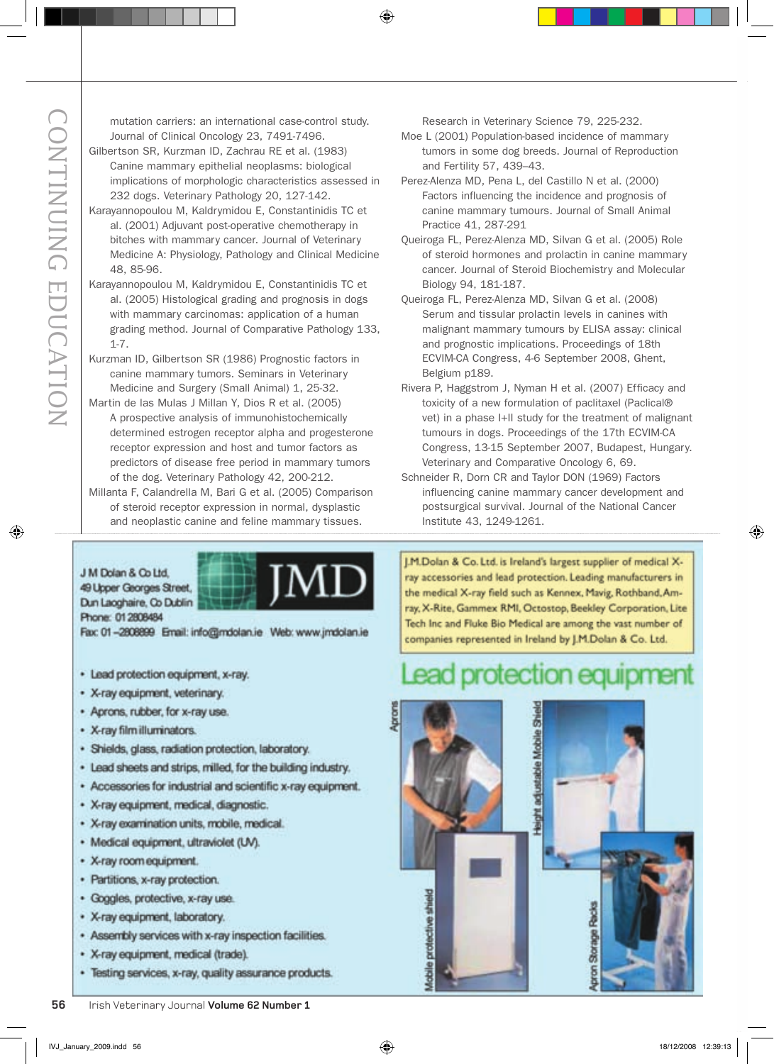mutation carriers: an international case-control study. Journal of Clinical Oncology 23, 7491-7496.

Gilbertson SR, Kurzman ID, Zachrau RE et al. (1983) Canine mammary epithelial neoplasms: biological implications of morphologic characteristics assessed in 232 dogs. Veterinary Pathology 20, 127-142.

Karayannopoulou M, Kaldrymidou E, Constantinidis TC et al. (2001) Adjuvant post-operative chemotherapy in bitches with mammary cancer. Journal of Veterinary Medicine A: Physiology, Pathology and Clinical Medicine 48, 85-96.

Karayannopoulou M, Kaldrymidou E, Constantinidis TC et al. (2005) Histological grading and prognosis in dogs with mammary carcinomas: application of a human grading method. Journal of Comparative Pathology 133, 1-7.

Kurzman ID, Gilbertson SR (1986) Prognostic factors in canine mammary tumors. Seminars in Veterinary Medicine and Surgery (Small Animal) 1, 25-32.

Martin de las Mulas J Millan Y, Dios R et al. (2005) A prospective analysis of immunohistochemically determined estrogen receptor alpha and progesterone receptor expression and host and tumor factors as predictors of disease free period in mammary tumors of the dog. Veterinary Pathology 42, 200-212.

Millanta F, Calandrella M, Bari G et al. (2005) Comparison of steroid receptor expression in normal, dysplastic and neoplastic canine and feline mammary tissues. Research in Veterinary Science 79, 225-232.

Moe L (2001) Population-based incidence of mammary tumors in some dog breeds. Journal of Reproduction and Fertility 57, 439–43.

Perez-Alenza MD, Pena L, del Castillo N et al. (2000) Factors influencing the incidence and prognosis of canine mammary tumours. Journal of Small Animal Practice 41, 287-291

Queiroga FL, Perez-Alenza MD, Silvan G et al. (2005) Role of steroid hormones and prolactin in canine mammary cancer. Journal of Steroid Biochemistry and Molecular Biology 94, 181-187.

Queiroga FL, Perez-Alenza MD, Silvan G et al. (2008) Serum and tissular prolactin levels in canines with malignant mammary tumours by ELISA assay: clinical and prognostic implications. Proceedings of 18th ECVIM-CA Congress, 4-6 September 2008, Ghent, Belgium p189.

Rivera P, Haggstrom J, Nyman H et al. (2007) Efficacy and toxicity of a new formulation of paclitaxel (Paclical® vet) in a phase I+II study for the treatment of malignant tumours in dogs. Proceedings of the 17th ECVIM-CA Congress, 13-15 September 2007, Budapest, Hungary. Veterinary and Comparative Oncology 6, 69.

Schneider R, Dorn CR and Taylor DON (1969) Factors influencing canine mammary cancer development and postsurgical survival. Journal of the National Cancer Institute 43, 1249-1261.

J M Dolan & Co Ltd,
49 Upper Georges Street,
Dun Laoghaire, Co Dublin
Phone: 01 2808484
Fax: 01 –2808899 Email: info@jmdolan.ie Web: www.jmdolan.ie

JMD

J.M.Dolan & Co. Ltd. is Ireland's largest supplier of medical X-ray accessories and lead protection. Leading manufacturers in the medical X-ray field such as Kennex, Mavig, Rothband, Am-ray, X-Rite, Gammex RMI, Octostop, Beekley Corporation, Lite Tech Inc and Fluke Bio Medical are among the vast number of companies represented in Ireland by J.M.Dolan & Co. Ltd.

- Lead protection equipment, x-ray.
- X-ray equipment, veterinary.
- Aprons, rubber, for x-ray use.
- X-ray film illuminators.
- Shields, glass, radiation protection, laboratory.
- Lead sheets and strips, milled, for the building industry.
- Accessories for industrial and scientific x-ray equipment.
- X-ray equipment, medical, diagnostic.
- X-ray examination units, mobile, medical.
- Medical equipment, ultraviolet (UV).
- X-ray room equipment.
- Partitions, x-ray protection.
- Goggles, protective, x-ray use.
- X-ray equipment, laboratory.
- Assembly services with x-ray inspection facilities.
- X-ray equipment, medical (trade).
- Testing services, x-ray, quality assurance products.

Lead protection equipment

Aprons

Height adjustable Mobile Shield

Mobile protective shield

Apron Storage Racks